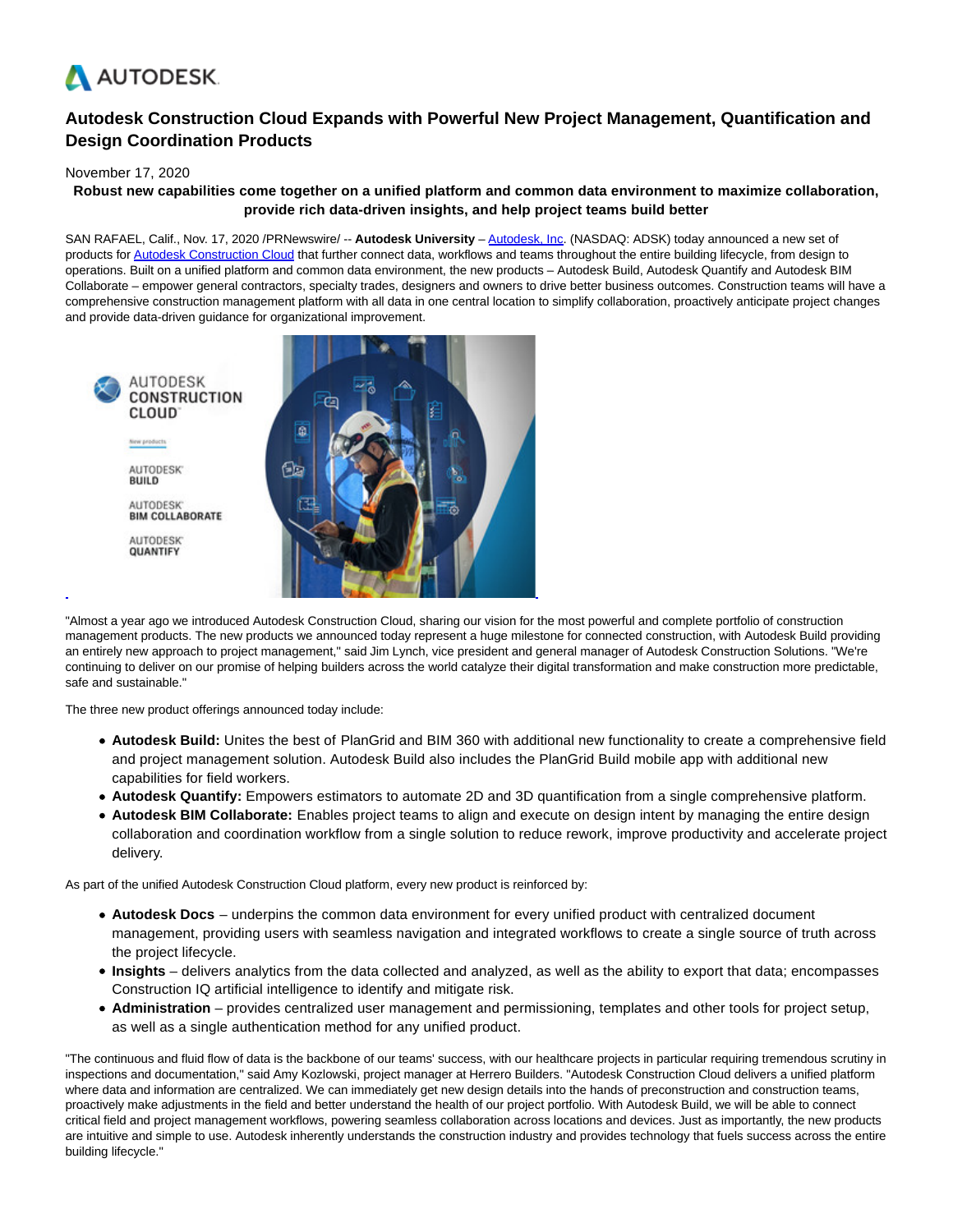# Autodesk Construction Cloud Expands with Powerful New Project Management, Quantification and Design Coordination Products

November 17, 2020

**Robust new capabilities come together on a unified platform and common data environment to maximize collaboration, provide rich data-driven insights, and help project teams build better**

SAN RAFAEL, Calif., Nov. 17, 2020 /PRNewswire/ -- **Autodesk University** – Autodesk, Inc. (NASDAQ: ADSK) today announced a new set of products for Autodesk Construction Cloud that further connect data, workflows and teams throughout the entire building lifecycle, from design to operations. Built on a unified platform and common data environment, the new products – Autodesk Build, Autodesk Quantify and Autodesk BIM Collaborate – empower general contractors, specialty trades, designers and owners to drive better business outcomes. Construction teams will have a comprehensive construction management platform with all data in one central location to simplify collaboration, proactively anticipate project changes and provide data-driven guidance for organizational improvement.

"Almost a year ago we introduced Autodesk Construction Cloud, sharing our vision for the most powerful and complete portfolio of construction management products. The new products we announced today represent a huge milestone for connected construction, with Autodesk Build providing an entirely new approach to project management," said Jim Lynch, vice president and general manager of Autodesk Construction Solutions. "We're continuing to deliver on our promise of helping builders across the world catalyze their digital transformation and make construction more predictable, safe and sustainable."

The three new product offerings announced today include:

- **Autodesk Build:** Unites the best of PlanGrid and BIM 360 with additional new functionality to create a comprehensive field and project management solution. Autodesk Build also includes the PlanGrid Build mobile app with additional new capabilities for field workers.
- **Autodesk Quantify:** Empowers estimators to automate 2D and 3D quantification from a single comprehensive platform.
- **Autodesk BIM Collaborate:** Enables project teams to align and execute on design intent by managing the entire design collaboration and coordination workflow from a single solution to reduce rework, improve productivity and accelerate project delivery.

As part of the unified Autodesk Construction Cloud platform, every new product is reinforced by:

- **Autodesk Docs** – underpins the common data environment for every unified product with centralized document management, providing users with seamless navigation and integrated workflows to create a single source of truth across the project lifecycle.
- **Insights** – delivers analytics from the data collected and analyzed, as well as the ability to export that data; encompasses Construction IQ artificial intelligence to identify and mitigate risk.
- **Administration** – provides centralized user management and permissioning, templates and other tools for project setup, as well as a single authentication method for any unified product.

"The continuous and fluid flow of data is the backbone of our teams' success, with our healthcare projects in particular requiring tremendous scrutiny in inspections and documentation," said Amy Kozlowski, project manager at Herrero Builders. "Autodesk Construction Cloud delivers a unified platform where data and information are centralized. We can immediately get new design details into the hands of preconstruction and construction teams, proactively make adjustments in the field and better understand the health of our project portfolio. With Autodesk Build, we will be able to connect critical field and project management workflows, powering seamless collaboration across locations and devices. Just as importantly, the new products are intuitive and simple to use. Autodesk inherently understands the construction industry and provides technology that fuels success across the entire building lifecycle."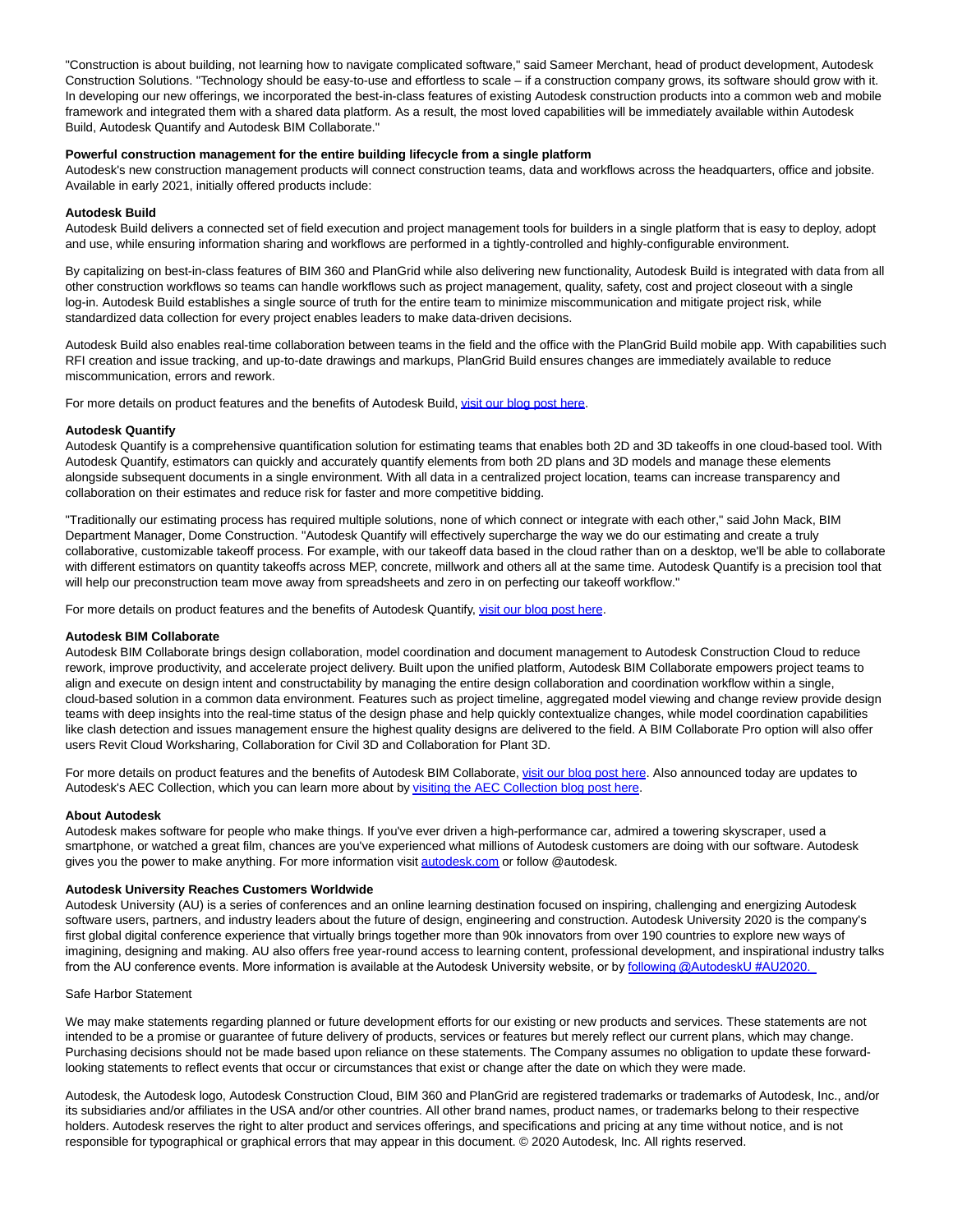"Construction is about building, not learning how to navigate complicated software," said Sameer Merchant, head of product development, Autodesk Construction Solutions. "Technology should be easy-to-use and effortless to scale – if a construction company grows, its software should grow with it. In developing our new offerings, we incorporated the best-in-class features of existing Autodesk construction products into a common web and mobile framework and integrated them with a shared data platform. As a result, the most loved capabilities will be immediately available within Autodesk Build, Autodesk Quantify and Autodesk BIM Collaborate."

**Powerful construction management for the entire building lifecycle from a single platform**

Autodesk's new construction management products will connect construction teams, data and workflows across the headquarters, office and jobsite. Available in early 2021, initially offered products include:

**Autodesk Build**

Autodesk Build delivers a connected set of field execution and project management tools for builders in a single platform that is easy to deploy, adopt and use, while ensuring information sharing and workflows are performed in a tightly-controlled and highly-configurable environment.

By capitalizing on best-in-class features of BIM 360 and PlanGrid while also delivering new functionality, Autodesk Build is integrated with data from all other construction workflows so teams can handle workflows such as project management, quality, safety, cost and project closeout with a single log-in. Autodesk Build establishes a single source of truth for the entire team to minimize miscommunication and mitigate project risk, while standardized data collection for every project enables leaders to make data-driven decisions.

Autodesk Build also enables real-time collaboration between teams in the field and the office with the PlanGrid Build mobile app. With capabilities such RFI creation and issue tracking, and up-to-date drawings and markups, PlanGrid Build ensures changes are immediately available to reduce miscommunication, errors and rework.

For more details on product features and the benefits of Autodesk Build, visit our blog post here.

**Autodesk Quantify**

Autodesk Quantify is a comprehensive quantification solution for estimating teams that enables both 2D and 3D takeoffs in one cloud-based tool. With Autodesk Quantify, estimators can quickly and accurately quantify elements from both 2D plans and 3D models and manage these elements alongside subsequent documents in a single environment. With all data in a centralized project location, teams can increase transparency and collaboration on their estimates and reduce risk for faster and more competitive bidding.

"Traditionally our estimating process has required multiple solutions, none of which connect or integrate with each other," said John Mack, BIM Department Manager, Dome Construction. "Autodesk Quantify will effectively supercharge the way we do our estimating and create a truly collaborative, customizable takeoff process. For example, with our takeoff data based in the cloud rather than on a desktop, we'll be able to collaborate with different estimators on quantity takeoffs across MEP, concrete, millwork and others all at the same time. Autodesk Quantify is a precision tool that will help our preconstruction team move away from spreadsheets and zero in on perfecting our takeoff workflow."

For more details on product features and the benefits of Autodesk Quantify, visit our blog post here.

**Autodesk BIM Collaborate**

Autodesk BIM Collaborate brings design collaboration, model coordination and document management to Autodesk Construction Cloud to reduce rework, improve productivity, and accelerate project delivery. Built upon the unified platform, Autodesk BIM Collaborate empowers project teams to align and execute on design intent and constructability by managing the entire design collaboration and coordination workflow within a single, cloud-based solution in a common data environment. Features such as project timeline, aggregated model viewing and change review provide design teams with deep insights into the real-time status of the design phase and help quickly contextualize changes, while model coordination capabilities like clash detection and issues management ensure the highest quality designs are delivered to the field. A BIM Collaborate Pro option will also offer users Revit Cloud Worksharing, Collaboration for Civil 3D and Collaboration for Plant 3D.

For more details on product features and the benefits of Autodesk BIM Collaborate, visit our blog post here. Also announced today are updates to Autodesk's AEC Collection, which you can learn more about by visiting the AEC Collection blog post here.

**About Autodesk**

Autodesk makes software for people who make things. If you've ever driven a high-performance car, admired a towering skyscraper, used a smartphone, or watched a great film, chances are you've experienced what millions of Autodesk customers are doing with our software. Autodesk gives you the power to make anything. For more information visit autodesk.com or follow @autodesk.

**Autodesk University Reaches Customers Worldwide**

Autodesk University (AU) is a series of conferences and an online learning destination focused on inspiring, challenging and energizing Autodesk software users, partners, and industry leaders about the future of design, engineering and construction. Autodesk University 2020 is the company's first global digital conference experience that virtually brings together more than 90k innovators from over 190 countries to explore new ways of imagining, designing and making. AU also offers free year-round access to learning content, professional development, and inspirational industry talks from the AU conference events. More information is available at the Autodesk University website, or by following @AutodeskU #AU2020.

Safe Harbor Statement

We may make statements regarding planned or future development efforts for our existing or new products and services. These statements are not intended to be a promise or guarantee of future delivery of products, services or features but merely reflect our current plans, which may change. Purchasing decisions should not be made based upon reliance on these statements. The Company assumes no obligation to update these forward-looking statements to reflect events that occur or circumstances that exist or change after the date on which they were made.

Autodesk, the Autodesk logo, Autodesk Construction Cloud, BIM 360 and PlanGrid are registered trademarks or trademarks of Autodesk, Inc., and/or its subsidiaries and/or affiliates in the USA and/or other countries. All other brand names, product names, or trademarks belong to their respective holders. Autodesk reserves the right to alter product and services offerings, and specifications and pricing at any time without notice, and is not responsible for typographical or graphical errors that may appear in this document. © 2020 Autodesk, Inc. All rights reserved.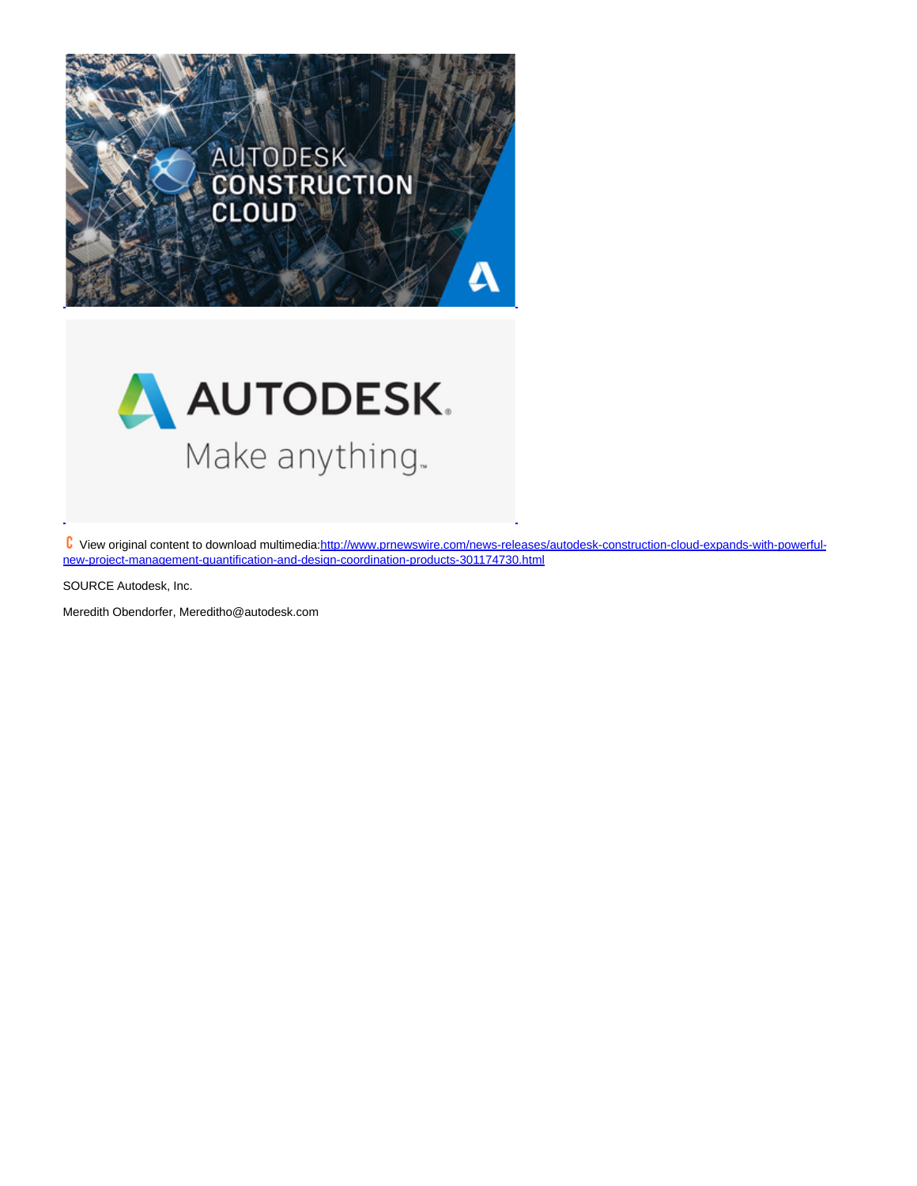View original content to download multimedia:http://www.prnewswire.com/news-releases/autodesk-construction-cloud-expands-with-powerful-new-project-management-quantification-and-design-coordination-products-301174730.html

SOURCE Autodesk, Inc.

Meredith Obendorfer, Mereditho@autodesk.com